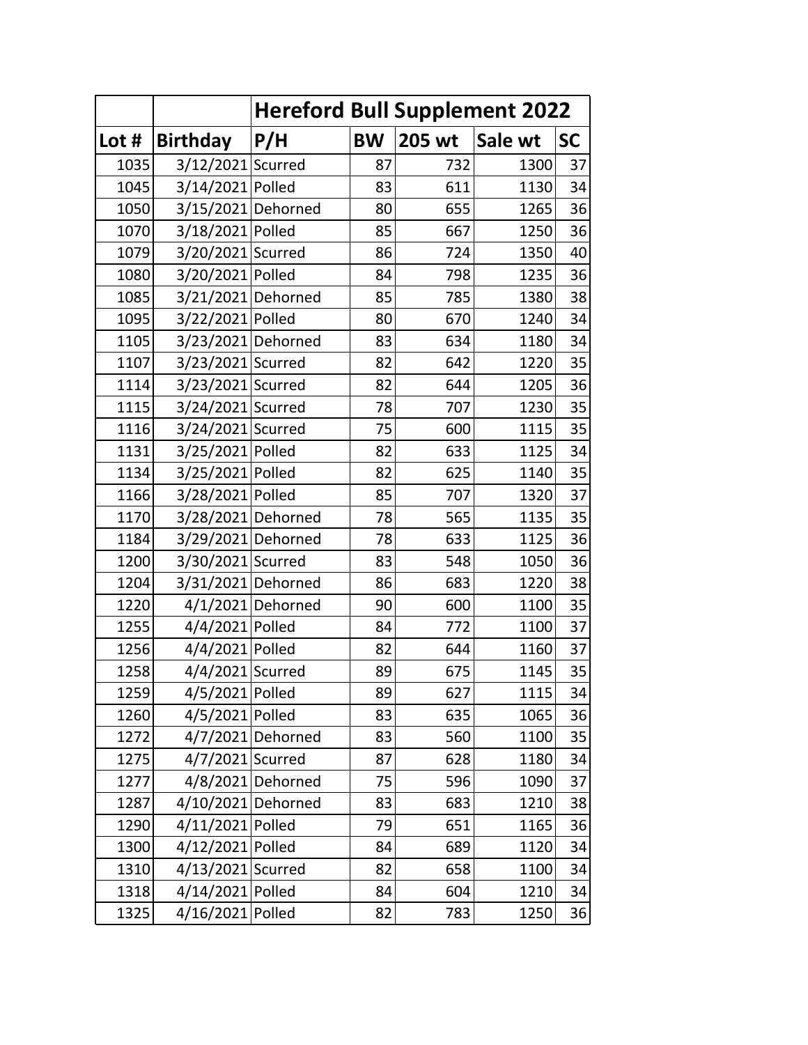| | | Hereford Bull Supplement 2022 | | | | |
|---|---|---|---|---|---|---|
| Lot # | Birthday | P/H | BW | 205 wt | Sale wt | SC |
| 1035 | 3/12/2021 | Scurred | 87 | 732 | 1300 | 37 |
| 1045 | 3/14/2021 | Polled | 83 | 611 | 1130 | 34 |
| 1050 | 3/15/2021 | Dehorned | 80 | 655 | 1265 | 36 |
| 1070 | 3/18/2021 | Polled | 85 | 667 | 1250 | 36 |
| 1079 | 3/20/2021 | Scurred | 86 | 724 | 1350 | 40 |
| 1080 | 3/20/2021 | Polled | 84 | 798 | 1235 | 36 |
| 1085 | 3/21/2021 | Dehorned | 85 | 785 | 1380 | 38 |
| 1095 | 3/22/2021 | Polled | 80 | 670 | 1240 | 34 |
| 1105 | 3/23/2021 | Dehorned | 83 | 634 | 1180 | 34 |
| 1107 | 3/23/2021 | Scurred | 82 | 642 | 1220 | 35 |
| 1114 | 3/23/2021 | Scurred | 82 | 644 | 1205 | 36 |
| 1115 | 3/24/2021 | Scurred | 78 | 707 | 1230 | 35 |
| 1116 | 3/24/2021 | Scurred | 75 | 600 | 1115 | 35 |
| 1131 | 3/25/2021 | Polled | 82 | 633 | 1125 | 34 |
| 1134 | 3/25/2021 | Polled | 82 | 625 | 1140 | 35 |
| 1166 | 3/28/2021 | Polled | 85 | 707 | 1320 | 37 |
| 1170 | 3/28/2021 | Dehorned | 78 | 565 | 1135 | 35 |
| 1184 | 3/29/2021 | Dehorned | 78 | 633 | 1125 | 36 |
| 1200 | 3/30/2021 | Scurred | 83 | 548 | 1050 | 36 |
| 1204 | 3/31/2021 | Dehorned | 86 | 683 | 1220 | 38 |
| 1220 | 4/1/2021 | Dehorned | 90 | 600 | 1100 | 35 |
| 1255 | 4/4/2021 | Polled | 84 | 772 | 1100 | 37 |
| 1256 | 4/4/2021 | Polled | 82 | 644 | 1160 | 37 |
| 1258 | 4/4/2021 | Scurred | 89 | 675 | 1145 | 35 |
| 1259 | 4/5/2021 | Polled | 89 | 627 | 1115 | 34 |
| 1260 | 4/5/2021 | Polled | 83 | 635 | 1065 | 36 |
| 1272 | 4/7/2021 | Dehorned | 83 | 560 | 1100 | 35 |
| 1275 | 4/7/2021 | Scurred | 87 | 628 | 1180 | 34 |
| 1277 | 4/8/2021 | Dehorned | 75 | 596 | 1090 | 37 |
| 1287 | 4/10/2021 | Dehorned | 83 | 683 | 1210 | 38 |
| 1290 | 4/11/2021 | Polled | 79 | 651 | 1165 | 36 |
| 1300 | 4/12/2021 | Polled | 84 | 689 | 1120 | 34 |
| 1310 | 4/13/2021 | Scurred | 82 | 658 | 1100 | 34 |
| 1318 | 4/14/2021 | Polled | 84 | 604 | 1210 | 34 |
| 1325 | 4/16/2021 | Polled | 82 | 783 | 1250 | 36 |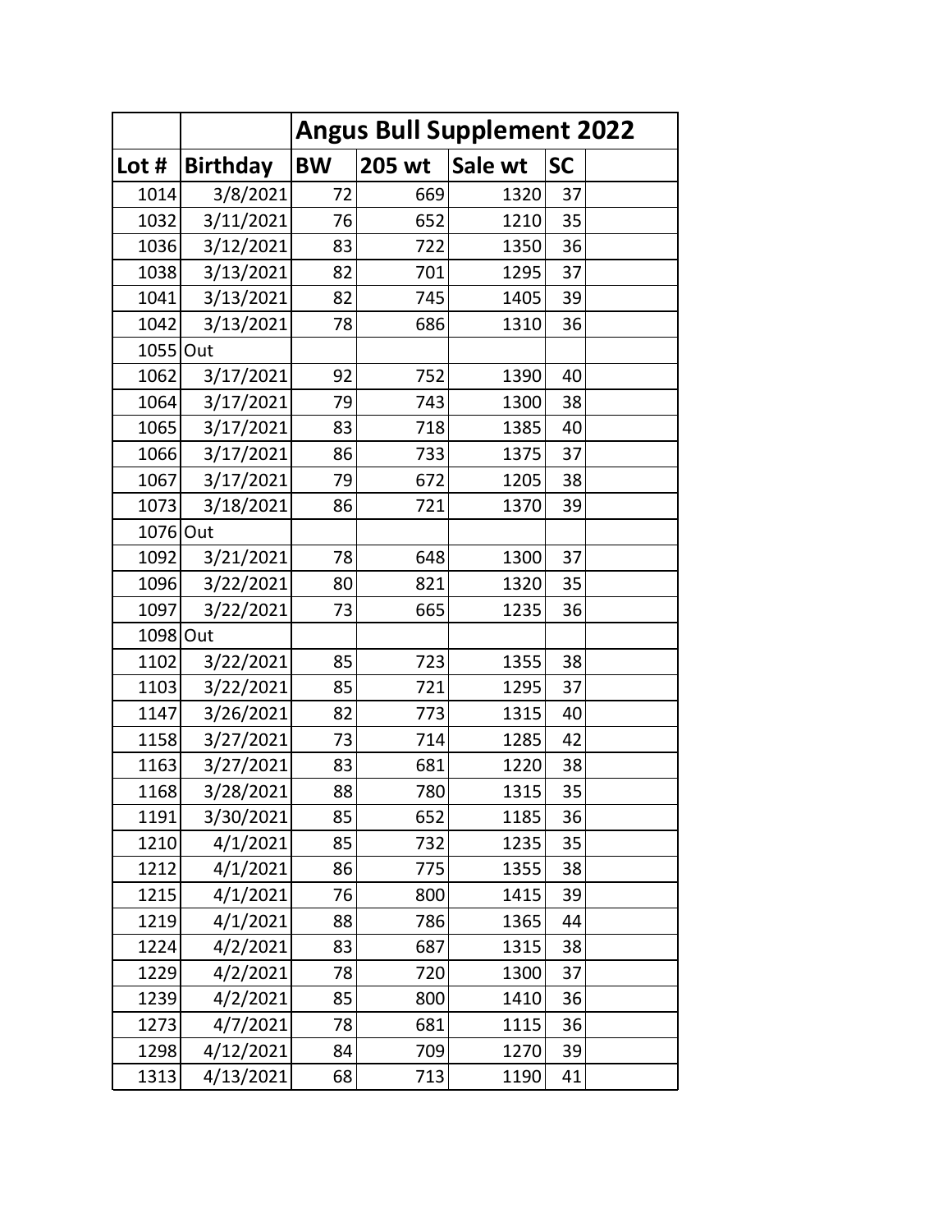| | | Angus Bull Supplement 2022 | | | | |
|---|---|---|---|---|---|---|
| Lot # | Birthday | BW | 205 wt | Sale wt | SC | |
| 1014 | 3/8/2021 | 72 | 669 | 1320 | 37 | |
| 1032 | 3/11/2021 | 76 | 652 | 1210 | 35 | |
| 1036 | 3/12/2021 | 83 | 722 | 1350 | 36 | |
| 1038 | 3/13/2021 | 82 | 701 | 1295 | 37 | |
| 1041 | 3/13/2021 | 82 | 745 | 1405 | 39 | |
| 1042 | 3/13/2021 | 78 | 686 | 1310 | 36 | |
| 1055 | Out | | | | | |
| 1062 | 3/17/2021 | 92 | 752 | 1390 | 40 | |
| 1064 | 3/17/2021 | 79 | 743 | 1300 | 38 | |
| 1065 | 3/17/2021 | 83 | 718 | 1385 | 40 | |
| 1066 | 3/17/2021 | 86 | 733 | 1375 | 37 | |
| 1067 | 3/17/2021 | 79 | 672 | 1205 | 38 | |
| 1073 | 3/18/2021 | 86 | 721 | 1370 | 39 | |
| 1076 | Out | | | | | |
| 1092 | 3/21/2021 | 78 | 648 | 1300 | 37 | |
| 1096 | 3/22/2021 | 80 | 821 | 1320 | 35 | |
| 1097 | 3/22/2021 | 73 | 665 | 1235 | 36 | |
| 1098 | Out | | | | | |
| 1102 | 3/22/2021 | 85 | 723 | 1355 | 38 | |
| 1103 | 3/22/2021 | 85 | 721 | 1295 | 37 | |
| 1147 | 3/26/2021 | 82 | 773 | 1315 | 40 | |
| 1158 | 3/27/2021 | 73 | 714 | 1285 | 42 | |
| 1163 | 3/27/2021 | 83 | 681 | 1220 | 38 | |
| 1168 | 3/28/2021 | 88 | 780 | 1315 | 35 | |
| 1191 | 3/30/2021 | 85 | 652 | 1185 | 36 | |
| 1210 | 4/1/2021 | 85 | 732 | 1235 | 35 | |
| 1212 | 4/1/2021 | 86 | 775 | 1355 | 38 | |
| 1215 | 4/1/2021 | 76 | 800 | 1415 | 39 | |
| 1219 | 4/1/2021 | 88 | 786 | 1365 | 44 | |
| 1224 | 4/2/2021 | 83 | 687 | 1315 | 38 | |
| 1229 | 4/2/2021 | 78 | 720 | 1300 | 37 | |
| 1239 | 4/2/2021 | 85 | 800 | 1410 | 36 | |
| 1273 | 4/7/2021 | 78 | 681 | 1115 | 36 | |
| 1298 | 4/12/2021 | 84 | 709 | 1270 | 39 | |
| 1313 | 4/13/2021 | 68 | 713 | 1190 | 41 | |